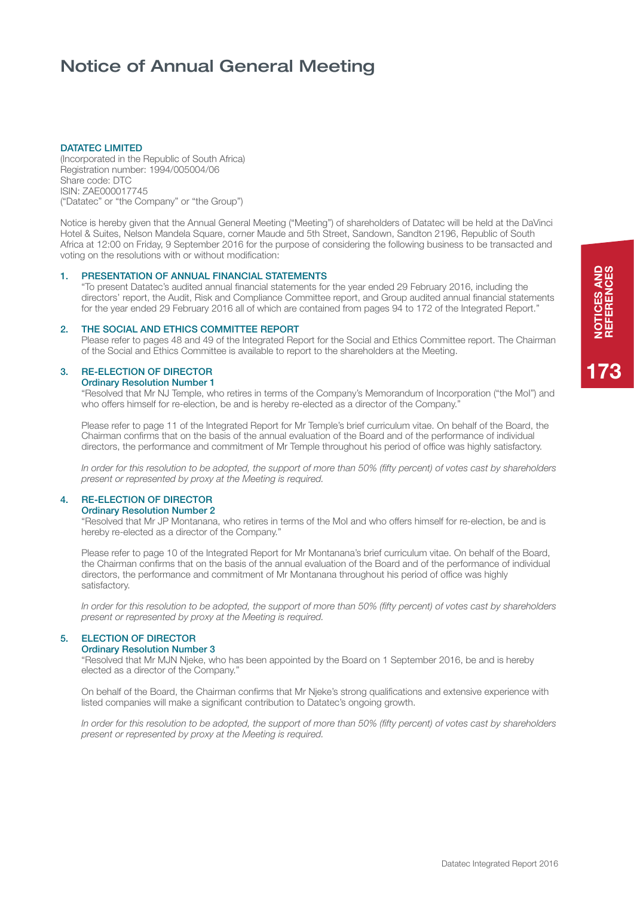# Notice of Annual General Meeting

**DATATEC LIMITED**
(Incorporated in the Republic of South Africa)
Registration number: 1994/005004/06
Share code: DTC
ISIN: ZAE000017745
("Datatec" or "the Company" or "the Group")

Notice is hereby given that the Annual General Meeting ("Meeting") of shareholders of Datatec will be held at the DaVinci Hotel & Suites, Nelson Mandela Square, corner Maude and 5th Street, Sandown, Sandton 2196, Republic of South Africa at 12:00 on Friday, 9 September 2016 for the purpose of considering the following business to be transacted and voting on the resolutions with or without modification:

## 1. PRESENTATION OF ANNUAL FINANCIAL STATEMENTS

"To present Datatec's audited annual financial statements for the year ended 29 February 2016, including the directors' report, the Audit, Risk and Compliance Committee report, and Group audited annual financial statements for the year ended 29 February 2016 all of which are contained from pages 94 to 172 of the Integrated Report."

## 2. THE SOCIAL AND ETHICS COMMITTEE REPORT

Please refer to pages 48 and 49 of the Integrated Report for the Social and Ethics Committee report. The Chairman of the Social and Ethics Committee is available to report to the shareholders at the Meeting.

## 3. RE-ELECTION OF DIRECTOR

### Ordinary Resolution Number 1

"Resolved that Mr NJ Temple, who retires in terms of the Company's Memorandum of Incorporation ("the MoI") and who offers himself for re-election, be and is hereby re-elected as a director of the Company."

Please refer to page 11 of the Integrated Report for Mr Temple's brief curriculum vitae. On behalf of the Board, the Chairman confirms that on the basis of the annual evaluation of the Board and of the performance of individual directors, the performance and commitment of Mr Temple throughout his period of office was highly satisfactory.

*In order for this resolution to be adopted, the support of more than 50% (fifty percent) of votes cast by shareholders present or represented by proxy at the Meeting is required.*

## 4. RE-ELECTION OF DIRECTOR

### Ordinary Resolution Number 2

"Resolved that Mr JP Montanana, who retires in terms of the MoI and who offers himself for re-election, be and is hereby re-elected as a director of the Company."

Please refer to page 10 of the Integrated Report for Mr Montanana's brief curriculum vitae. On behalf of the Board, the Chairman confirms that on the basis of the annual evaluation of the Board and of the performance of individual directors, the performance and commitment of Mr Montanana throughout his period of office was highly satisfactory.

*In order for this resolution to be adopted, the support of more than 50% (fifty percent) of votes cast by shareholders present or represented by proxy at the Meeting is required.*

## 5. ELECTION OF DIRECTOR

### Ordinary Resolution Number 3

"Resolved that Mr MJN Njeke, who has been appointed by the Board on 1 September 2016, be and is hereby elected as a director of the Company."

On behalf of the Board, the Chairman confirms that Mr Njeke's strong qualifications and extensive experience with listed companies will make a significant contribution to Datatec's ongoing growth.

*In order for this resolution to be adopted, the support of more than 50% (fifty percent) of votes cast by shareholders present or represented by proxy at the Meeting is required.*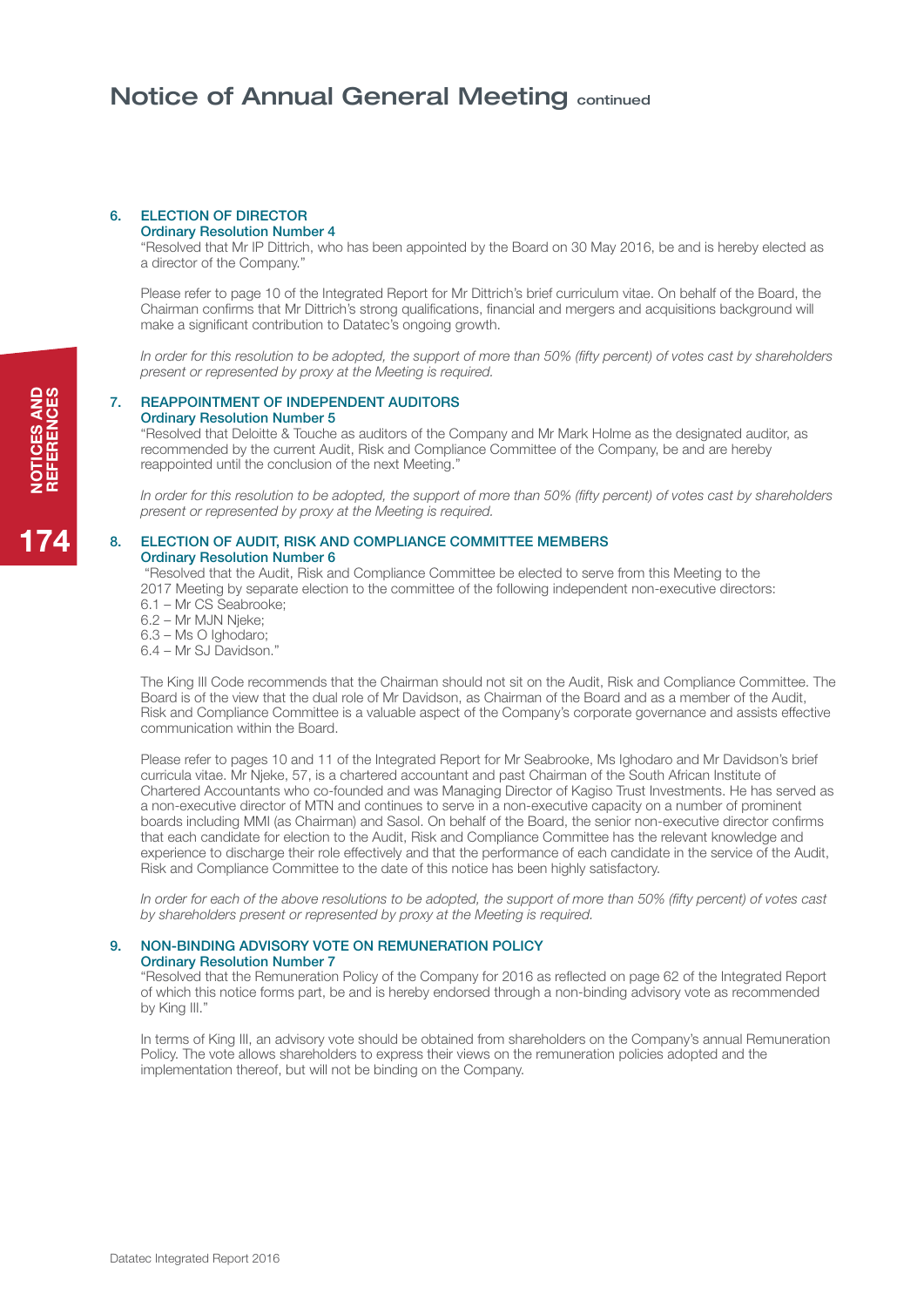## 6. ELECTION OF DIRECTOR

### Ordinary Resolution Number 4

"Resolved that Mr IP Dittrich, who has been appointed by the Board on 30 May 2016, be and is hereby elected as a director of the Company."

Please refer to page 10 of the Integrated Report for Mr Dittrich's brief curriculum vitae. On behalf of the Board, the Chairman confirms that Mr Dittrich's strong qualifications, financial and mergers and acquisitions background will make a significant contribution to Datatec's ongoing growth.

*In order for this resolution to be adopted, the support of more than 50% (fifty percent) of votes cast by shareholders present or represented by proxy at the Meeting is required.*

## 7. REAPPOINTMENT OF INDEPENDENT AUDITORS

### Ordinary Resolution Number 5

"Resolved that Deloitte & Touche as auditors of the Company and Mr Mark Holme as the designated auditor, as recommended by the current Audit, Risk and Compliance Committee of the Company, be and are hereby reappointed until the conclusion of the next Meeting."

*In order for this resolution to be adopted, the support of more than 50% (fifty percent) of votes cast by shareholders present or represented by proxy at the Meeting is required.*

## 8. ELECTION OF AUDIT, RISK AND COMPLIANCE COMMITTEE MEMBERS

### Ordinary Resolution Number 6

"Resolved that the Audit, Risk and Compliance Committee be elected to serve from this Meeting to the 2017 Meeting by separate election to the committee of the following independent non-executive directors:

6.1 – Mr CS Seabrooke;
6.2 – Mr MJN Njeke;
6.3 – Ms O Ighodaro;
6.4 – Mr SJ Davidson."

The King III Code recommends that the Chairman should not sit on the Audit, Risk and Compliance Committee. The Board is of the view that the dual role of Mr Davidson, as Chairman of the Board and as a member of the Audit, Risk and Compliance Committee is a valuable aspect of the Company's corporate governance and assists effective communication within the Board.

Please refer to pages 10 and 11 of the Integrated Report for Mr Seabrooke, Ms Ighodaro and Mr Davidson's brief curricula vitae. Mr Njeke, 57, is a chartered accountant and past Chairman of the South African Institute of Chartered Accountants who co-founded and was Managing Director of Kagiso Trust Investments. He has served as a non-executive director of MTN and continues to serve in a non-executive capacity on a number of prominent boards including MMI (as Chairman) and Sasol. On behalf of the Board, the senior non-executive director confirms that each candidate for election to the Audit, Risk and Compliance Committee has the relevant knowledge and experience to discharge their role effectively and that the performance of each candidate in the service of the Audit, Risk and Compliance Committee to the date of this notice has been highly satisfactory.

*In order for each of the above resolutions to be adopted, the support of more than 50% (fifty percent) of votes cast by shareholders present or represented by proxy at the Meeting is required.*

## 9. NON-BINDING ADVISORY VOTE ON REMUNERATION POLICY

### Ordinary Resolution Number 7

"Resolved that the Remuneration Policy of the Company for 2016 as reflected on page 62 of the Integrated Report of which this notice forms part, be and is hereby endorsed through a non-binding advisory vote as recommended by King III."

In terms of King III, an advisory vote should be obtained from shareholders on the Company's annual Remuneration Policy. The vote allows shareholders to express their views on the remuneration policies adopted and the implementation thereof, but will not be binding on the Company.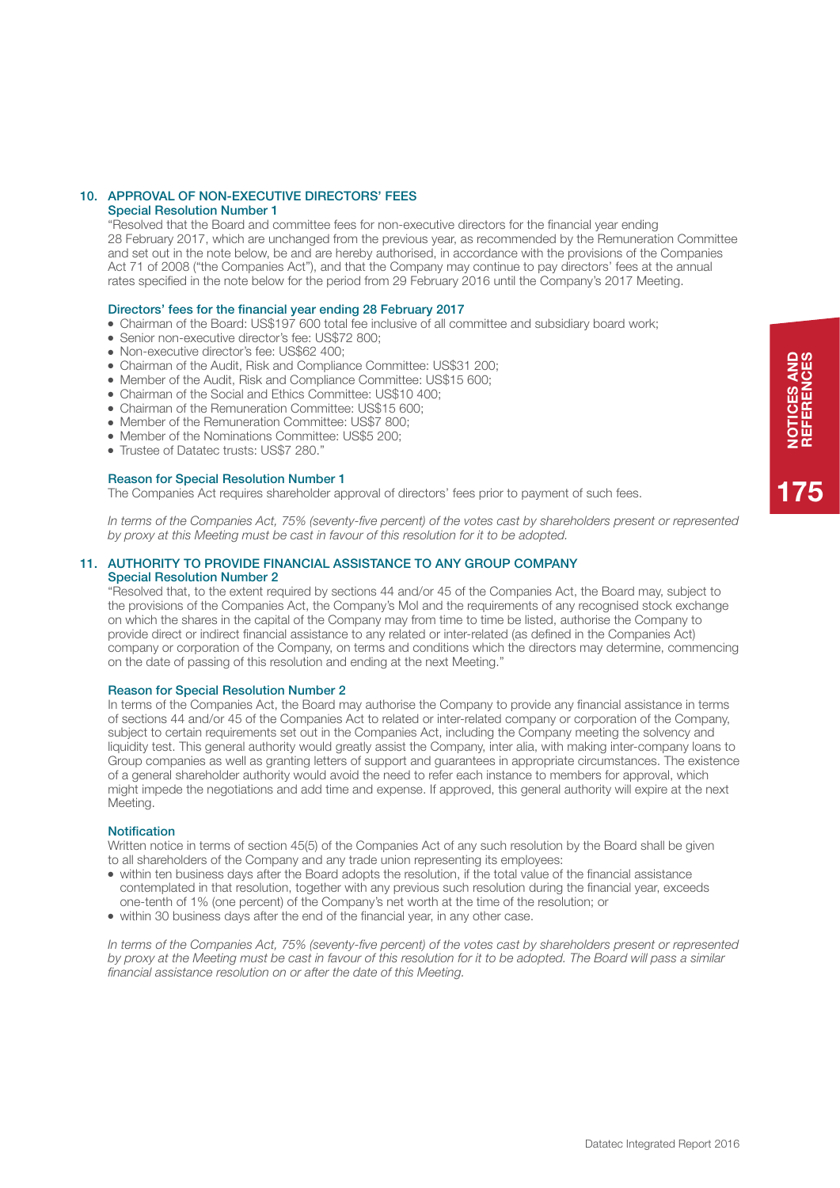## 10. APPROVAL OF NON-EXECUTIVE DIRECTORS' FEES

### Special Resolution Number 1

"Resolved that the Board and committee fees for non-executive directors for the financial year ending 28 February 2017, which are unchanged from the previous year, as recommended by the Remuneration Committee and set out in the note below, be and are hereby authorised, in accordance with the provisions of the Companies Act 71 of 2008 ("the Companies Act"), and that the Company may continue to pay directors' fees at the annual rates specified in the note below for the period from 29 February 2016 until the Company's 2017 Meeting.

### Directors' fees for the financial year ending 28 February 2017

- Chairman of the Board: US$197 600 total fee inclusive of all committee and subsidiary board work;
- Senior non-executive director's fee: US$72 800;
- Non-executive director's fee: US$62 400;
- Chairman of the Audit, Risk and Compliance Committee: US$31 200;
- Member of the Audit, Risk and Compliance Committee: US$15 600;
- Chairman of the Social and Ethics Committee: US$10 400;
- Chairman of the Remuneration Committee: US$15 600;
- Member of the Remuneration Committee: US$7 800;
- Member of the Nominations Committee: US$5 200;
- Trustee of Datatec trusts: US$7 280."

### Reason for Special Resolution Number 1

The Companies Act requires shareholder approval of directors' fees prior to payment of such fees.

*In terms of the Companies Act, 75% (seventy-five percent) of the votes cast by shareholders present or represented by proxy at this Meeting must be cast in favour of this resolution for it to be adopted.*

## 11. AUTHORITY TO PROVIDE FINANCIAL ASSISTANCE TO ANY GROUP COMPANY

### Special Resolution Number 2

"Resolved that, to the extent required by sections 44 and/or 45 of the Companies Act, the Board may, subject to the provisions of the Companies Act, the Company's MoI and the requirements of any recognised stock exchange on which the shares in the capital of the Company may from time to time be listed, authorise the Company to provide direct or indirect financial assistance to any related or inter-related (as defined in the Companies Act) company or corporation of the Company, on terms and conditions which the directors may determine, commencing on the date of passing of this resolution and ending at the next Meeting."

### Reason for Special Resolution Number 2

In terms of the Companies Act, the Board may authorise the Company to provide any financial assistance in terms of sections 44 and/or 45 of the Companies Act to related or inter-related company or corporation of the Company, subject to certain requirements set out in the Companies Act, including the Company meeting the solvency and liquidity test. This general authority would greatly assist the Company, inter alia, with making inter-company loans to Group companies as well as granting letters of support and guarantees in appropriate circumstances. The existence of a general shareholder authority would avoid the need to refer each instance to members for approval, which might impede the negotiations and add time and expense. If approved, this general authority will expire at the next Meeting.

### Notification

Written notice in terms of section 45(5) of the Companies Act of any such resolution by the Board shall be given to all shareholders of the Company and any trade union representing its employees:

- within ten business days after the Board adopts the resolution, if the total value of the financial assistance contemplated in that resolution, together with any previous such resolution during the financial year, exceeds one-tenth of 1% (one percent) of the Company's net worth at the time of the resolution; or
- within 30 business days after the end of the financial year, in any other case.

*In terms of the Companies Act, 75% (seventy-five percent) of the votes cast by shareholders present or represented by proxy at the Meeting must be cast in favour of this resolution for it to be adopted. The Board will pass a similar financial assistance resolution on or after the date of this Meeting.*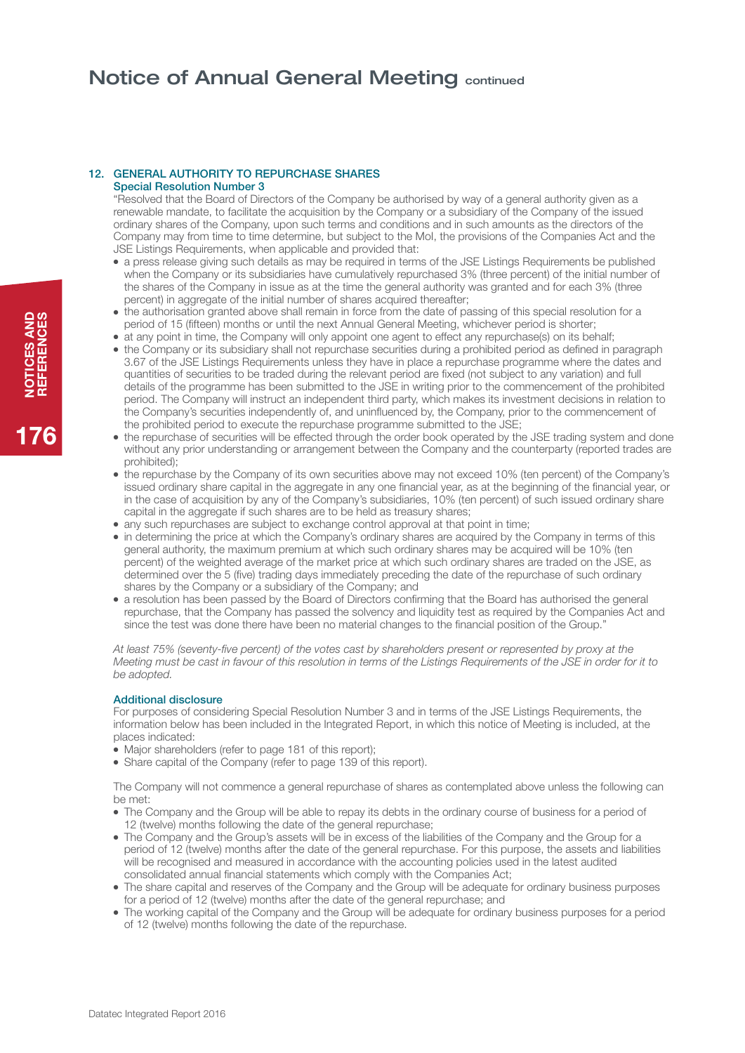# Notice of Annual General Meeting continued

## 12. GENERAL AUTHORITY TO REPURCHASE SHARES

### Special Resolution Number 3

"Resolved that the Board of Directors of the Company be authorised by way of a general authority given as a renewable mandate, to facilitate the acquisition by the Company or a subsidiary of the Company of the issued ordinary shares of the Company, upon such terms and conditions and in such amounts as the directors of the Company may from time to time determine, but subject to the MoI, the provisions of the Companies Act and the JSE Listings Requirements, when applicable and provided that:

- a press release giving such details as may be required in terms of the JSE Listings Requirements be published when the Company or its subsidiaries have cumulatively repurchased 3% (three percent) of the initial number of the shares of the Company in issue as at the time the general authority was granted and for each 3% (three percent) in aggregate of the initial number of shares acquired thereafter;
- the authorisation granted above shall remain in force from the date of passing of this special resolution for a period of 15 (fifteen) months or until the next Annual General Meeting, whichever period is shorter;
- at any point in time, the Company will only appoint one agent to effect any repurchase(s) on its behalf;
- the Company or its subsidiary shall not repurchase securities during a prohibited period as defined in paragraph 3.67 of the JSE Listings Requirements unless they have in place a repurchase programme where the dates and quantities of securities to be traded during the relevant period are fixed (not subject to any variation) and full details of the programme has been submitted to the JSE in writing prior to the commencement of the prohibited period. The Company will instruct an independent third party, which makes its investment decisions in relation to the Company's securities independently of, and uninfluenced by, the Company, prior to the commencement of the prohibited period to execute the repurchase programme submitted to the JSE;
- the repurchase of securities will be effected through the order book operated by the JSE trading system and done without any prior understanding or arrangement between the Company and the counterparty (reported trades are prohibited);
- the repurchase by the Company of its own securities above may not exceed 10% (ten percent) of the Company's issued ordinary share capital in the aggregate in any one financial year, as at the beginning of the financial year, or in the case of acquisition by any of the Company's subsidiaries, 10% (ten percent) of such issued ordinary share capital in the aggregate if such shares are to be held as treasury shares;
- any such repurchases are subject to exchange control approval at that point in time;
- in determining the price at which the Company's ordinary shares are acquired by the Company in terms of this general authority, the maximum premium at which such ordinary shares may be acquired will be 10% (ten percent) of the weighted average of the market price at which such ordinary shares are traded on the JSE, as determined over the 5 (five) trading days immediately preceding the date of the repurchase of such ordinary shares by the Company or a subsidiary of the Company; and
- a resolution has been passed by the Board of Directors confirming that the Board has authorised the general repurchase, that the Company has passed the solvency and liquidity test as required by the Companies Act and since the test was done there have been no material changes to the financial position of the Group."

*At least 75% (seventy-five percent) of the votes cast by shareholders present or represented by proxy at the Meeting must be cast in favour of this resolution in terms of the Listings Requirements of the JSE in order for it to be adopted.*

### Additional disclosure

For purposes of considering Special Resolution Number 3 and in terms of the JSE Listings Requirements, the information below has been included in the Integrated Report, in which this notice of Meeting is included, at the places indicated:

- Major shareholders (refer to page 181 of this report);
- Share capital of the Company (refer to page 139 of this report).

The Company will not commence a general repurchase of shares as contemplated above unless the following can be met:

- The Company and the Group will be able to repay its debts in the ordinary course of business for a period of 12 (twelve) months following the date of the general repurchase;
- The Company and the Group's assets will be in excess of the liabilities of the Company and the Group for a period of 12 (twelve) months after the date of the general repurchase. For this purpose, the assets and liabilities will be recognised and measured in accordance with the accounting policies used in the latest audited consolidated annual financial statements which comply with the Companies Act;
- The share capital and reserves of the Company and the Group will be adequate for ordinary business purposes for a period of 12 (twelve) months after the date of the general repurchase; and
- The working capital of the Company and the Group will be adequate for ordinary business purposes for a period of 12 (twelve) months following the date of the repurchase.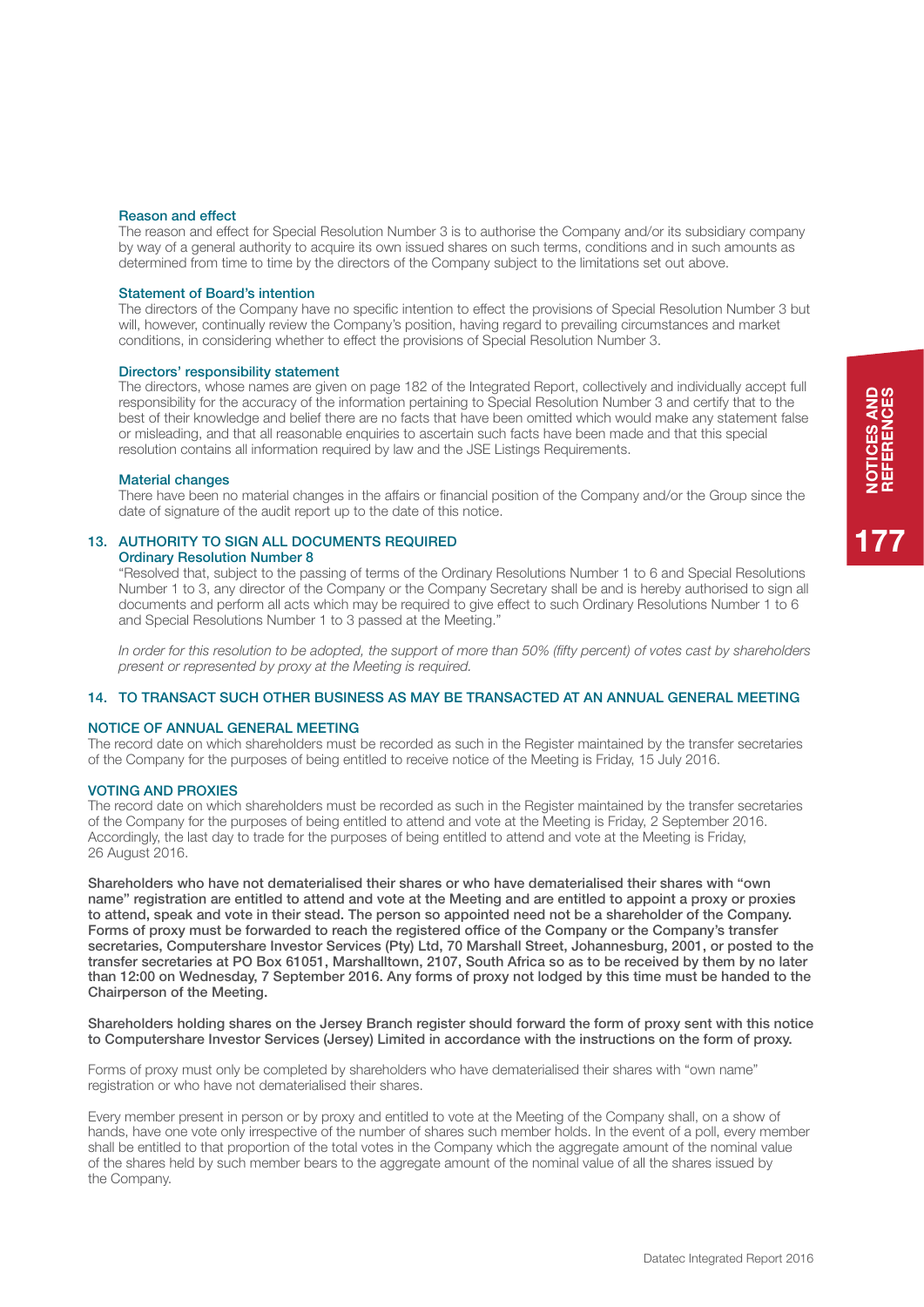#### Reason and effect

The reason and effect for Special Resolution Number 3 is to authorise the Company and/or its subsidiary company by way of a general authority to acquire its own issued shares on such terms, conditions and in such amounts as determined from time to time by the directors of the Company subject to the limitations set out above.

#### Statement of Board's intention

The directors of the Company have no specific intention to effect the provisions of Special Resolution Number 3 but will, however, continually review the Company's position, having regard to prevailing circumstances and market conditions, in considering whether to effect the provisions of Special Resolution Number 3.

#### Directors' responsibility statement

The directors, whose names are given on page 182 of the Integrated Report, collectively and individually accept full responsibility for the accuracy of the information pertaining to Special Resolution Number 3 and certify that to the best of their knowledge and belief there are no facts that have been omitted which would make any statement false or misleading, and that all reasonable enquiries to ascertain such facts have been made and that this special resolution contains all information required by law and the JSE Listings Requirements.

#### Material changes

There have been no material changes in the affairs or financial position of the Company and/or the Group since the date of signature of the audit report up to the date of this notice.

### 13. AUTHORITY TO SIGN ALL DOCUMENTS REQUIRED

#### Ordinary Resolution Number 8

"Resolved that, subject to the passing of terms of the Ordinary Resolutions Number 1 to 6 and Special Resolutions Number 1 to 3, any director of the Company or the Company Secretary shall be and is hereby authorised to sign all documents and perform all acts which may be required to give effect to such Ordinary Resolutions Number 1 to 6 and Special Resolutions Number 1 to 3 passed at the Meeting."

*In order for this resolution to be adopted, the support of more than 50% (fifty percent) of votes cast by shareholders present or represented by proxy at the Meeting is required.*

### 14. TO TRANSACT SUCH OTHER BUSINESS AS MAY BE TRANSACTED AT AN ANNUAL GENERAL MEETING

### NOTICE OF ANNUAL GENERAL MEETING

The record date on which shareholders must be recorded as such in the Register maintained by the transfer secretaries of the Company for the purposes of being entitled to receive notice of the Meeting is Friday, 15 July 2016.

### VOTING AND PROXIES

The record date on which shareholders must be recorded as such in the Register maintained by the transfer secretaries of the Company for the purposes of being entitled to attend and vote at the Meeting is Friday, 2 September 2016. Accordingly, the last day to trade for the purposes of being entitled to attend and vote at the Meeting is Friday, 26 August 2016.

**Shareholders who have not dematerialised their shares or who have dematerialised their shares with "own name" registration are entitled to attend and vote at the Meeting and are entitled to appoint a proxy or proxies to attend, speak and vote in their stead. The person so appointed need not be a shareholder of the Company. Forms of proxy must be forwarded to reach the registered office of the Company or the Company's transfer secretaries, Computershare Investor Services (Pty) Ltd, 70 Marshall Street, Johannesburg, 2001, or posted to the transfer secretaries at PO Box 61051, Marshalltown, 2107, South Africa so as to be received by them by no later than 12:00 on Wednesday, 7 September 2016. Any forms of proxy not lodged by this time must be handed to the Chairperson of the Meeting.**

**Shareholders holding shares on the Jersey Branch register should forward the form of proxy sent with this notice to Computershare Investor Services (Jersey) Limited in accordance with the instructions on the form of proxy.**

Forms of proxy must only be completed by shareholders who have dematerialised their shares with "own name" registration or who have not dematerialised their shares.

Every member present in person or by proxy and entitled to vote at the Meeting of the Company shall, on a show of hands, have one vote only irrespective of the number of shares such member holds. In the event of a poll, every member shall be entitled to that proportion of the total votes in the Company which the aggregate amount of the nominal value of the shares held by such member bears to the aggregate amount of the nominal value of all the shares issued by the Company.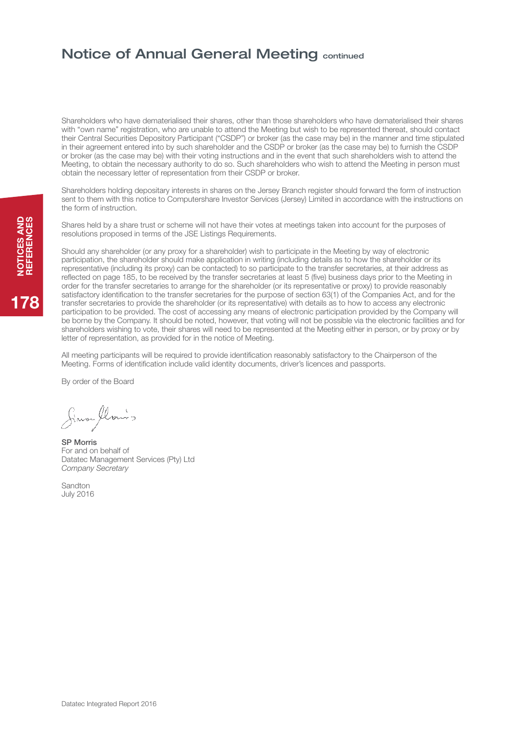# Notice of Annual General Meeting continued

Shareholders who have dematerialised their shares, other than those shareholders who have dematerialised their shares with "own name" registration, who are unable to attend the Meeting but wish to be represented thereat, should contact their Central Securities Depository Participant ("CSDP") or broker (as the case may be) in the manner and time stipulated in their agreement entered into by such shareholder and the CSDP or broker (as the case may be) to furnish the CSDP or broker (as the case may be) with their voting instructions and in the event that such shareholders wish to attend the Meeting, to obtain the necessary authority to do so. Such shareholders who wish to attend the Meeting in person must obtain the necessary letter of representation from their CSDP or broker.

Shareholders holding depositary interests in shares on the Jersey Branch register should forward the form of instruction sent to them with this notice to Computershare Investor Services (Jersey) Limited in accordance with the instructions on the form of instruction.

Shares held by a share trust or scheme will not have their votes at meetings taken into account for the purposes of resolutions proposed in terms of the JSE Listings Requirements.

Should any shareholder (or any proxy for a shareholder) wish to participate in the Meeting by way of electronic participation, the shareholder should make application in writing (including details as to how the shareholder or its representative (including its proxy) can be contacted) to so participate to the transfer secretaries, at their address as reflected on page 185, to be received by the transfer secretaries at least 5 (five) business days prior to the Meeting in order for the transfer secretaries to arrange for the shareholder (or its representative or proxy) to provide reasonably satisfactory identification to the transfer secretaries for the purpose of section 63(1) of the Companies Act, and for the transfer secretaries to provide the shareholder (or its representative) with details as to how to access any electronic participation to be provided. The cost of accessing any means of electronic participation provided by the Company will be borne by the Company. It should be noted, however, that voting will not be possible via the electronic facilities and for shareholders wishing to vote, their shares will need to be represented at the Meeting either in person, or by proxy or by letter of representation, as provided for in the notice of Meeting.

All meeting participants will be required to provide identification reasonably satisfactory to the Chairperson of the Meeting. Forms of identification include valid identity documents, driver's licences and passports.

By order of the Board

**SP Morris**
For and on behalf of
Datatec Management Services (Pty) Ltd
*Company Secretary*

Sandton
July 2016